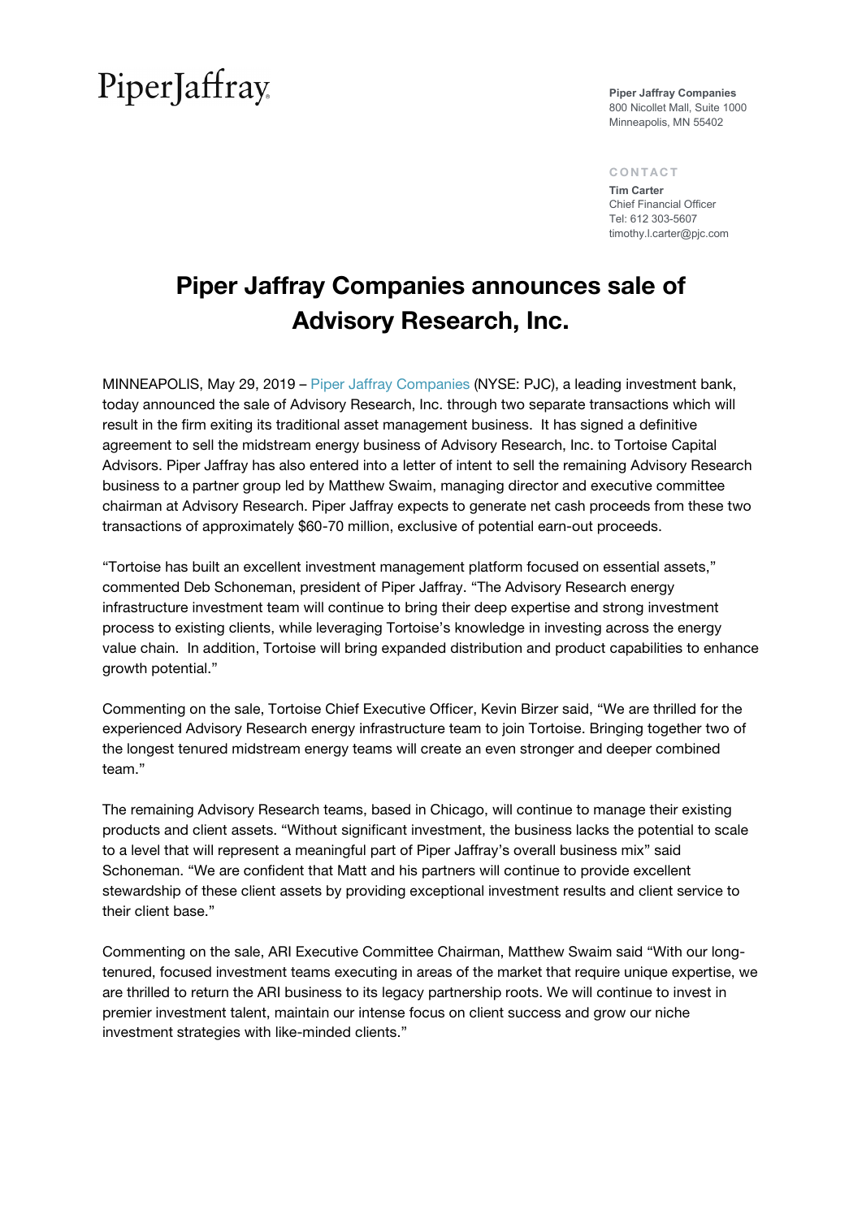PiperJaffray

**Piper Jaffray Companies**
800 Nicollet Mall, Suite 1000
Minneapolis, MN 55402

CONTACT
**Tim Carter**
Chief Financial Officer
Tel: 612 303-5607
timothy.l.carter@pjc.com

# Piper Jaffray Companies announces sale of Advisory Research, Inc.

MINNEAPOLIS, May 29, 2019 – Piper Jaffray Companies (NYSE: PJC), a leading investment bank, today announced the sale of Advisory Research, Inc. through two separate transactions which will result in the firm exiting its traditional asset management business. It has signed a definitive agreement to sell the midstream energy business of Advisory Research, Inc. to Tortoise Capital Advisors. Piper Jaffray has also entered into a letter of intent to sell the remaining Advisory Research business to a partner group led by Matthew Swaim, managing director and executive committee chairman at Advisory Research. Piper Jaffray expects to generate net cash proceeds from these two transactions of approximately $60-70 million, exclusive of potential earn-out proceeds.

"Tortoise has built an excellent investment management platform focused on essential assets," commented Deb Schoneman, president of Piper Jaffray. "The Advisory Research energy infrastructure investment team will continue to bring their deep expertise and strong investment process to existing clients, while leveraging Tortoise's knowledge in investing across the energy value chain. In addition, Tortoise will bring expanded distribution and product capabilities to enhance growth potential."

Commenting on the sale, Tortoise Chief Executive Officer, Kevin Birzer said, "We are thrilled for the experienced Advisory Research energy infrastructure team to join Tortoise. Bringing together two of the longest tenured midstream energy teams will create an even stronger and deeper combined team."

The remaining Advisory Research teams, based in Chicago, will continue to manage their existing products and client assets. "Without significant investment, the business lacks the potential to scale to a level that will represent a meaningful part of Piper Jaffray's overall business mix" said Schoneman. "We are confident that Matt and his partners will continue to provide excellent stewardship of these client assets by providing exceptional investment results and client service to their client base."

Commenting on the sale, ARI Executive Committee Chairman, Matthew Swaim said "With our long-tenured, focused investment teams executing in areas of the market that require unique expertise, we are thrilled to return the ARI business to its legacy partnership roots. We will continue to invest in premier investment talent, maintain our intense focus on client success and grow our niche investment strategies with like-minded clients."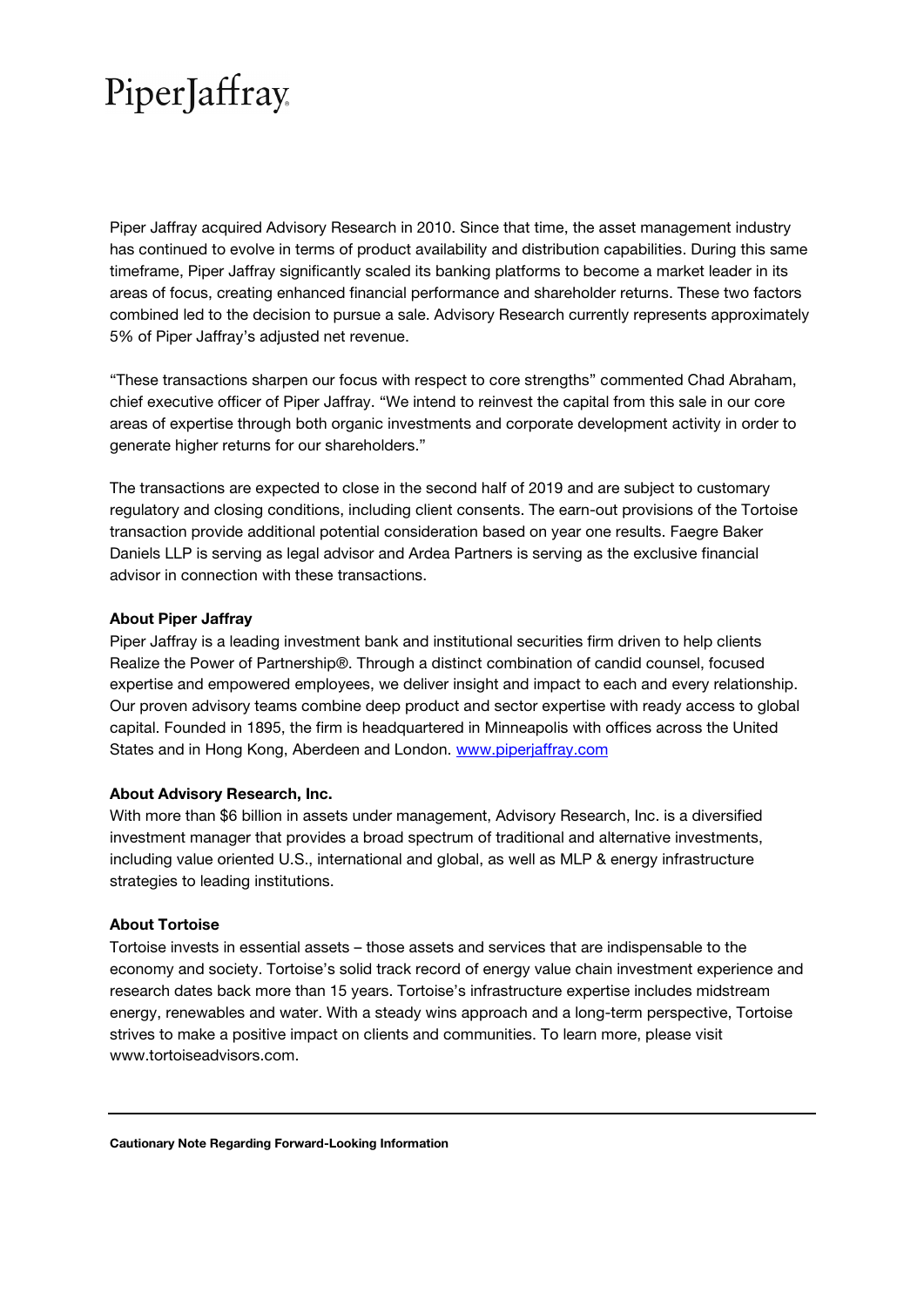Piper Jaffray acquired Advisory Research in 2010. Since that time, the asset management industry has continued to evolve in terms of product availability and distribution capabilities. During this same timeframe, Piper Jaffray significantly scaled its banking platforms to become a market leader in its areas of focus, creating enhanced financial performance and shareholder returns. These two factors combined led to the decision to pursue a sale. Advisory Research currently represents approximately 5% of Piper Jaffray's adjusted net revenue.

"These transactions sharpen our focus with respect to core strengths" commented Chad Abraham, chief executive officer of Piper Jaffray. "We intend to reinvest the capital from this sale in our core areas of expertise through both organic investments and corporate development activity in order to generate higher returns for our shareholders."

The transactions are expected to close in the second half of 2019 and are subject to customary regulatory and closing conditions, including client consents. The earn-out provisions of the Tortoise transaction provide additional potential consideration based on year one results. Faegre Baker Daniels LLP is serving as legal advisor and Ardea Partners is serving as the exclusive financial advisor in connection with these transactions.

**About Piper Jaffray**

Piper Jaffray is a leading investment bank and institutional securities firm driven to help clients Realize the Power of Partnership®. Through a distinct combination of candid counsel, focused expertise and empowered employees, we deliver insight and impact to each and every relationship. Our proven advisory teams combine deep product and sector expertise with ready access to global capital. Founded in 1895, the firm is headquartered in Minneapolis with offices across the United States and in Hong Kong, Aberdeen and London. www.piperjaffray.com

**About Advisory Research, Inc.**

With more than $6 billion in assets under management, Advisory Research, Inc. is a diversified investment manager that provides a broad spectrum of traditional and alternative investments, including value oriented U.S., international and global, as well as MLP & energy infrastructure strategies to leading institutions.

**About Tortoise**

Tortoise invests in essential assets – those assets and services that are indispensable to the economy and society. Tortoise's solid track record of energy value chain investment experience and research dates back more than 15 years. Tortoise's infrastructure expertise includes midstream energy, renewables and water. With a steady wins approach and a long-term perspective, Tortoise strives to make a positive impact on clients and communities. To learn more, please visit www.tortoiseadvisors.com.

---

**Cautionary Note Regarding Forward-Looking Information**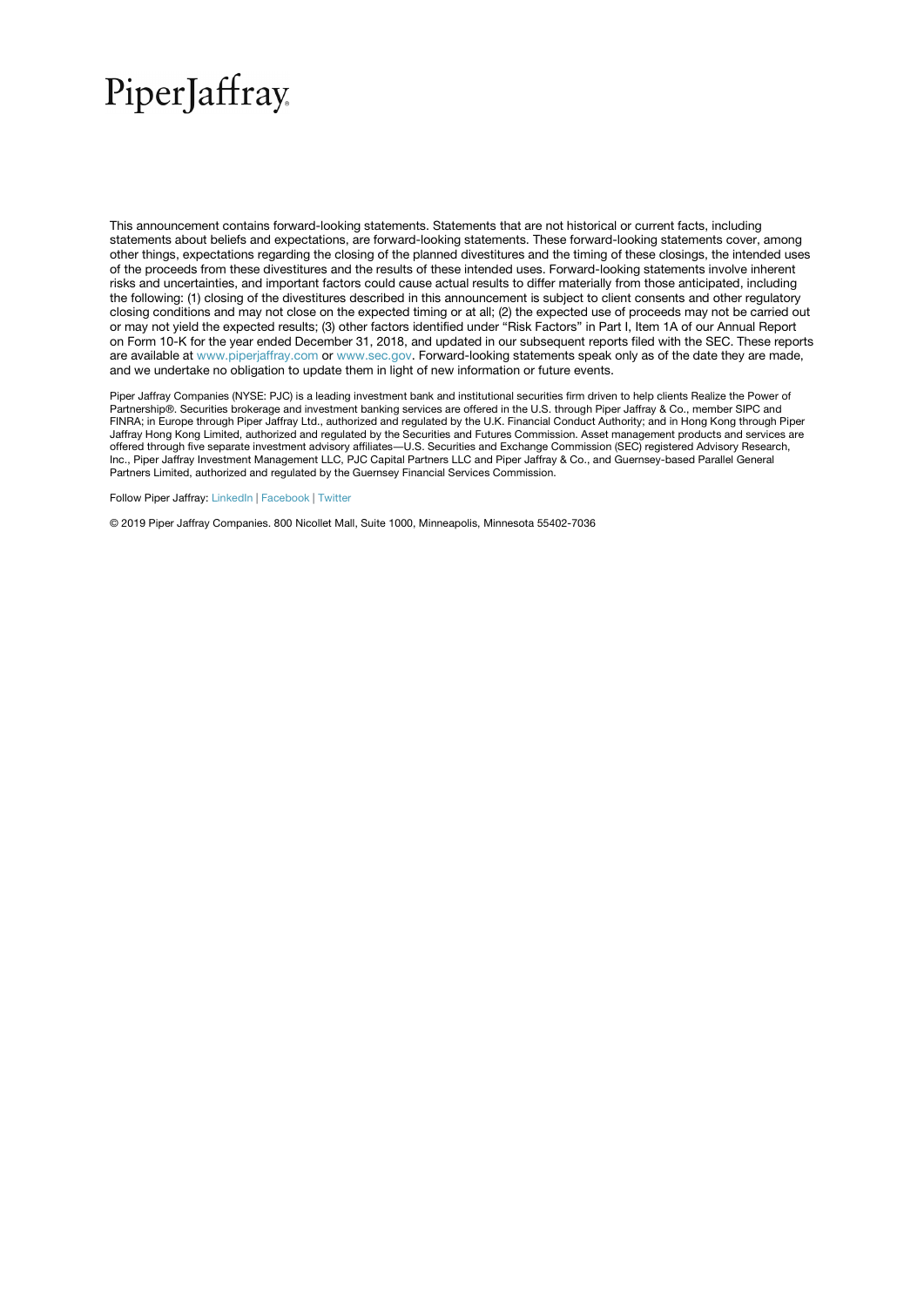PiperJaffray.

This announcement contains forward-looking statements. Statements that are not historical or current facts, including statements about beliefs and expectations, are forward-looking statements. These forward-looking statements cover, among other things, expectations regarding the closing of the planned divestitures and the timing of these closings, the intended uses of the proceeds from these divestitures and the results of these intended uses. Forward-looking statements involve inherent risks and uncertainties, and important factors could cause actual results to differ materially from those anticipated, including the following: (1) closing of the divestitures described in this announcement is subject to client consents and other regulatory closing conditions and may not close on the expected timing or at all; (2) the expected use of proceeds may not be carried out or may not yield the expected results; (3) other factors identified under "Risk Factors" in Part I, Item 1A of our Annual Report on Form 10-K for the year ended December 31, 2018, and updated in our subsequent reports filed with the SEC. These reports are available at www.piperjaffray.com or www.sec.gov. Forward-looking statements speak only as of the date they are made, and we undertake no obligation to update them in light of new information or future events.

Piper Jaffray Companies (NYSE: PJC) is a leading investment bank and institutional securities firm driven to help clients Realize the Power of Partnership®. Securities brokerage and investment banking services are offered in the U.S. through Piper Jaffray & Co., member SIPC and FINRA; in Europe through Piper Jaffray Ltd., authorized and regulated by the U.K. Financial Conduct Authority; and in Hong Kong through Piper Jaffray Hong Kong Limited, authorized and regulated by the Securities and Futures Commission. Asset management products and services are offered through five separate investment advisory affiliates—U.S. Securities and Exchange Commission (SEC) registered Advisory Research, Inc., Piper Jaffray Investment Management LLC, PJC Capital Partners LLC and Piper Jaffray & Co., and Guernsey-based Parallel General Partners Limited, authorized and regulated by the Guernsey Financial Services Commission.

Follow Piper Jaffray: LinkedIn | Facebook | Twitter

© 2019 Piper Jaffray Companies. 800 Nicollet Mall, Suite 1000, Minneapolis, Minnesota 55402-7036